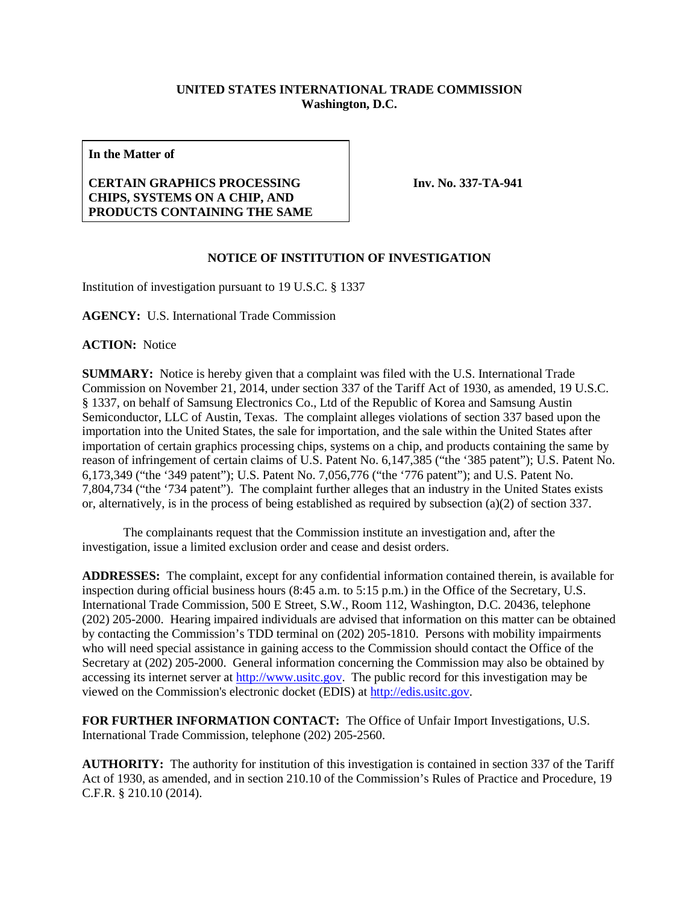**UNITED STATES INTERNATIONAL TRADE COMMISSION**
**Washington, D.C.**

| **In the Matter of** **CERTAIN GRAPHICS PROCESSING CHIPS, SYSTEMS ON A CHIP, AND PRODUCTS CONTAINING THE SAME** | **Inv. No. 337-TA-941** |
|---|---|

**NOTICE OF INSTITUTION OF INVESTIGATION**

Institution of investigation pursuant to 19 U.S.C. § 1337

**AGENCY:** U.S. International Trade Commission

**ACTION:** Notice

**SUMMARY:** Notice is hereby given that a complaint was filed with the U.S. International Trade Commission on November 21, 2014, under section 337 of the Tariff Act of 1930, as amended, 19 U.S.C. § 1337, on behalf of Samsung Electronics Co., Ltd of the Republic of Korea and Samsung Austin Semiconductor, LLC of Austin, Texas. The complaint alleges violations of section 337 based upon the importation into the United States, the sale for importation, and the sale within the United States after importation of certain graphics processing chips, systems on a chip, and products containing the same by reason of infringement of certain claims of U.S. Patent No. 6,147,385 ("the '385 patent"); U.S. Patent No. 6,173,349 ("the '349 patent"); U.S. Patent No. 7,056,776 ("the '776 patent"); and U.S. Patent No. 7,804,734 ("the '734 patent"). The complaint further alleges that an industry in the United States exists or, alternatively, is in the process of being established as required by subsection (a)(2) of section 337.

The complainants request that the Commission institute an investigation and, after the investigation, issue a limited exclusion order and cease and desist orders.

**ADDRESSES:** The complaint, except for any confidential information contained therein, is available for inspection during official business hours (8:45 a.m. to 5:15 p.m.) in the Office of the Secretary, U.S. International Trade Commission, 500 E Street, S.W., Room 112, Washington, D.C. 20436, telephone (202) 205-2000. Hearing impaired individuals are advised that information on this matter can be obtained by contacting the Commission's TDD terminal on (202) 205-1810. Persons with mobility impairments who will need special assistance in gaining access to the Commission should contact the Office of the Secretary at (202) 205-2000. General information concerning the Commission may also be obtained by accessing its internet server at http://www.usitc.gov. The public record for this investigation may be viewed on the Commission's electronic docket (EDIS) at http://edis.usitc.gov.

**FOR FURTHER INFORMATION CONTACT:** The Office of Unfair Import Investigations, U.S. International Trade Commission, telephone (202) 205-2560.

**AUTHORITY:** The authority for institution of this investigation is contained in section 337 of the Tariff Act of 1930, as amended, and in section 210.10 of the Commission's Rules of Practice and Procedure, 19 C.F.R. § 210.10 (2014).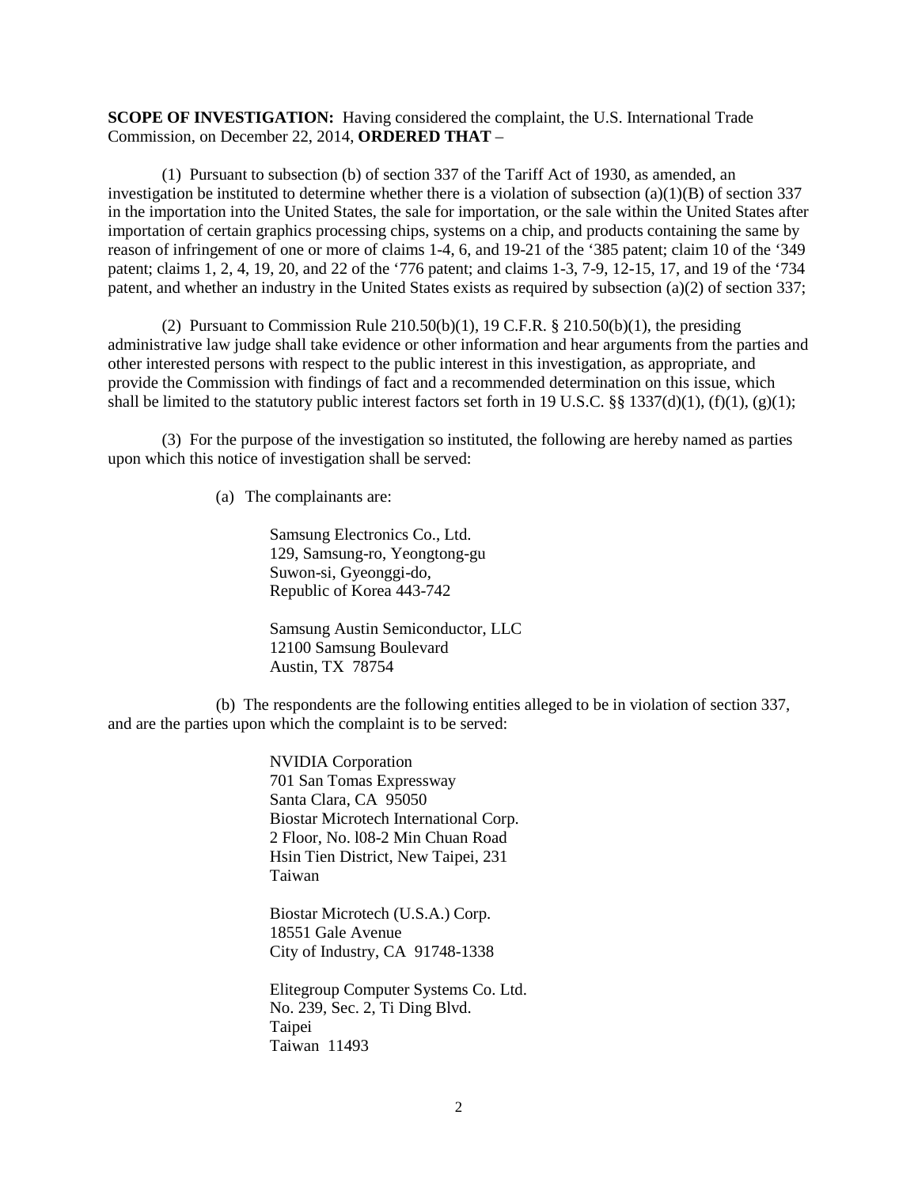**SCOPE OF INVESTIGATION:** Having considered the complaint, the U.S. International Trade Commission, on December 22, 2014, **ORDERED THAT** –

(1) Pursuant to subsection (b) of section 337 of the Tariff Act of 1930, as amended, an investigation be instituted to determine whether there is a violation of subsection (a)(1)(B) of section 337 in the importation into the United States, the sale for importation, or the sale within the United States after importation of certain graphics processing chips, systems on a chip, and products containing the same by reason of infringement of one or more of claims 1-4, 6, and 19-21 of the '385 patent; claim 10 of the '349 patent; claims 1, 2, 4, 19, 20, and 22 of the '776 patent; and claims 1-3, 7-9, 12-15, 17, and 19 of the '734 patent, and whether an industry in the United States exists as required by subsection (a)(2) of section 337;

(2) Pursuant to Commission Rule 210.50(b)(1), 19 C.F.R. § 210.50(b)(1), the presiding administrative law judge shall take evidence or other information and hear arguments from the parties and other interested persons with respect to the public interest in this investigation, as appropriate, and provide the Commission with findings of fact and a recommended determination on this issue, which shall be limited to the statutory public interest factors set forth in 19 U.S.C. §§ 1337(d)(1), (f)(1), (g)(1);

(3) For the purpose of the investigation so instituted, the following are hereby named as parties upon which this notice of investigation shall be served:

(a) The complainants are:

Samsung Electronics Co., Ltd.
129, Samsung-ro, Yeongtong-gu
Suwon-si, Gyeonggi-do,
Republic of Korea 443-742

Samsung Austin Semiconductor, LLC
12100 Samsung Boulevard
Austin, TX 78754

(b) The respondents are the following entities alleged to be in violation of section 337, and are the parties upon which the complaint is to be served:

NVIDIA Corporation
701 San Tomas Expressway
Santa Clara, CA 95050
Biostar Microtech International Corp.
2 Floor, No. l08-2 Min Chuan Road
Hsin Tien District, New Taipei, 231
Taiwan

Biostar Microtech (U.S.A.) Corp.
18551 Gale Avenue
City of Industry, CA 91748-1338

Elitegroup Computer Systems Co. Ltd.
No. 239, Sec. 2, Ti Ding Blvd.
Taipei
Taiwan 11493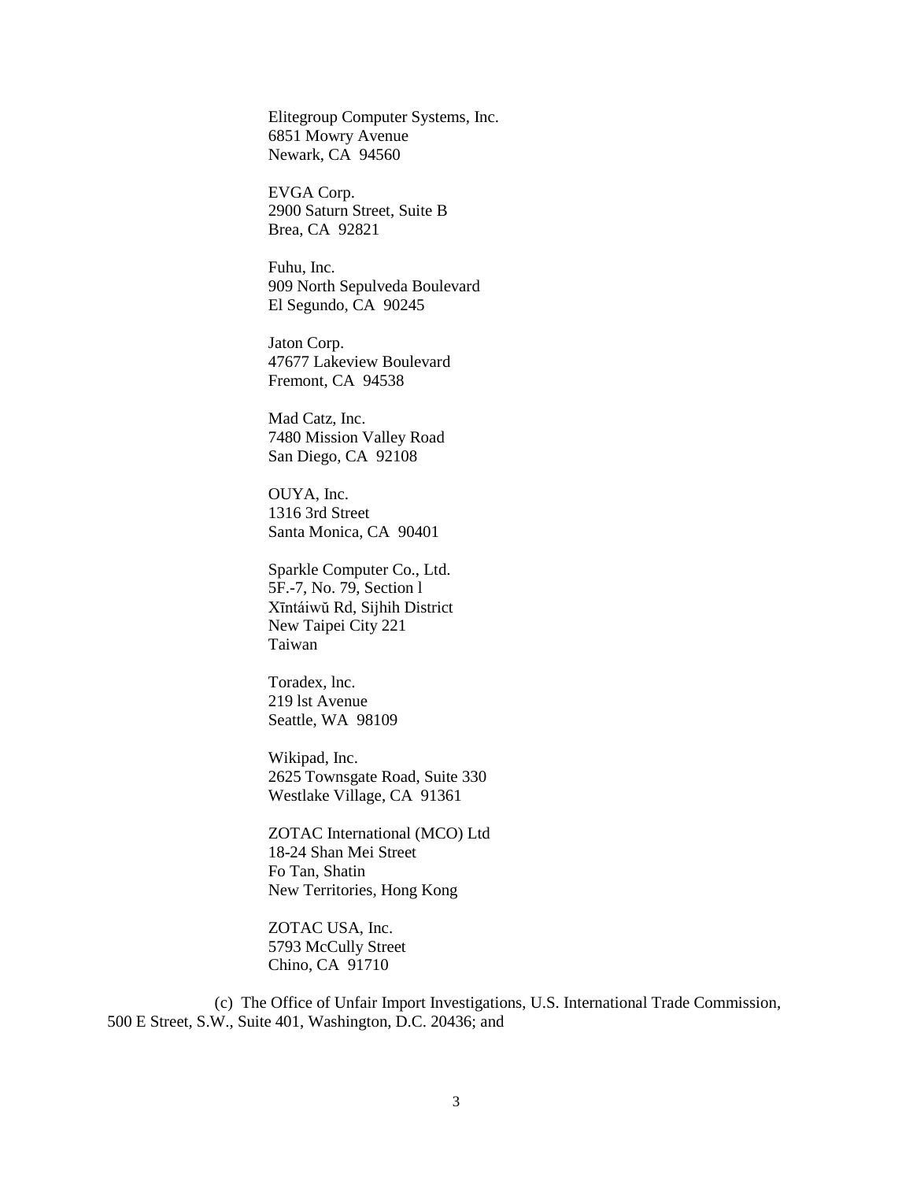Elitegroup Computer Systems, Inc.
6851 Mowry Avenue
Newark, CA 94560

EVGA Corp.
2900 Saturn Street, Suite B
Brea, CA 92821

Fuhu, Inc.
909 North Sepulveda Boulevard
El Segundo, CA 90245

Jaton Corp.
47677 Lakeview Boulevard
Fremont, CA 94538

Mad Catz, Inc.
7480 Mission Valley Road
San Diego, CA 92108

OUYA, Inc.
1316 3rd Street
Santa Monica, CA 90401

Sparkle Computer Co., Ltd.
5F.-7, No. 79, Section l
Xīntáiwǔ Rd, Sijhih District
New Taipei City 221
Taiwan

Toradex, lnc.
219 lst Avenue
Seattle, WA 98109

Wikipad, Inc.
2625 Townsgate Road, Suite 330
Westlake Village, CA 91361

ZOTAC International (MCO) Ltd
18-24 Shan Mei Street
Fo Tan, Shatin
New Territories, Hong Kong

ZOTAC USA, Inc.
5793 McCully Street
Chino, CA 91710

(c) The Office of Unfair Import Investigations, U.S. International Trade Commission, 500 E Street, S.W., Suite 401, Washington, D.C. 20436; and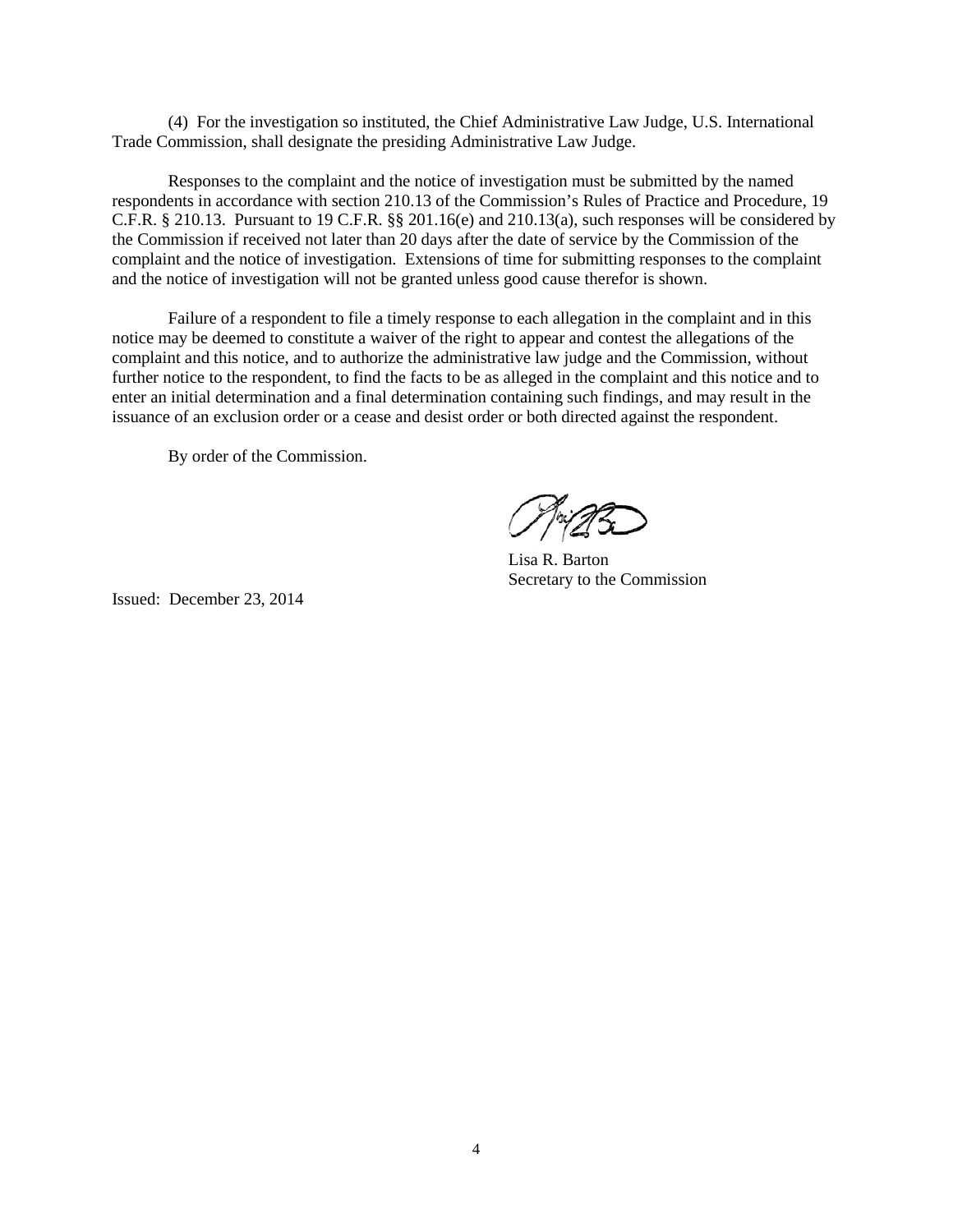(4) For the investigation so instituted, the Chief Administrative Law Judge, U.S. International Trade Commission, shall designate the presiding Administrative Law Judge.

Responses to the complaint and the notice of investigation must be submitted by the named respondents in accordance with section 210.13 of the Commission's Rules of Practice and Procedure, 19 C.F.R. § 210.13. Pursuant to 19 C.F.R. §§ 201.16(e) and 210.13(a), such responses will be considered by the Commission if received not later than 20 days after the date of service by the Commission of the complaint and the notice of investigation. Extensions of time for submitting responses to the complaint and the notice of investigation will not be granted unless good cause therefor is shown.

Failure of a respondent to file a timely response to each allegation in the complaint and in this notice may be deemed to constitute a waiver of the right to appear and contest the allegations of the complaint and this notice, and to authorize the administrative law judge and the Commission, without further notice to the respondent, to find the facts to be as alleged in the complaint and this notice and to enter an initial determination and a final determination containing such findings, and may result in the issuance of an exclusion order or a cease and desist order or both directed against the respondent.

By order of the Commission.

Lisa R. Barton
Secretary to the Commission

Issued: December 23, 2014